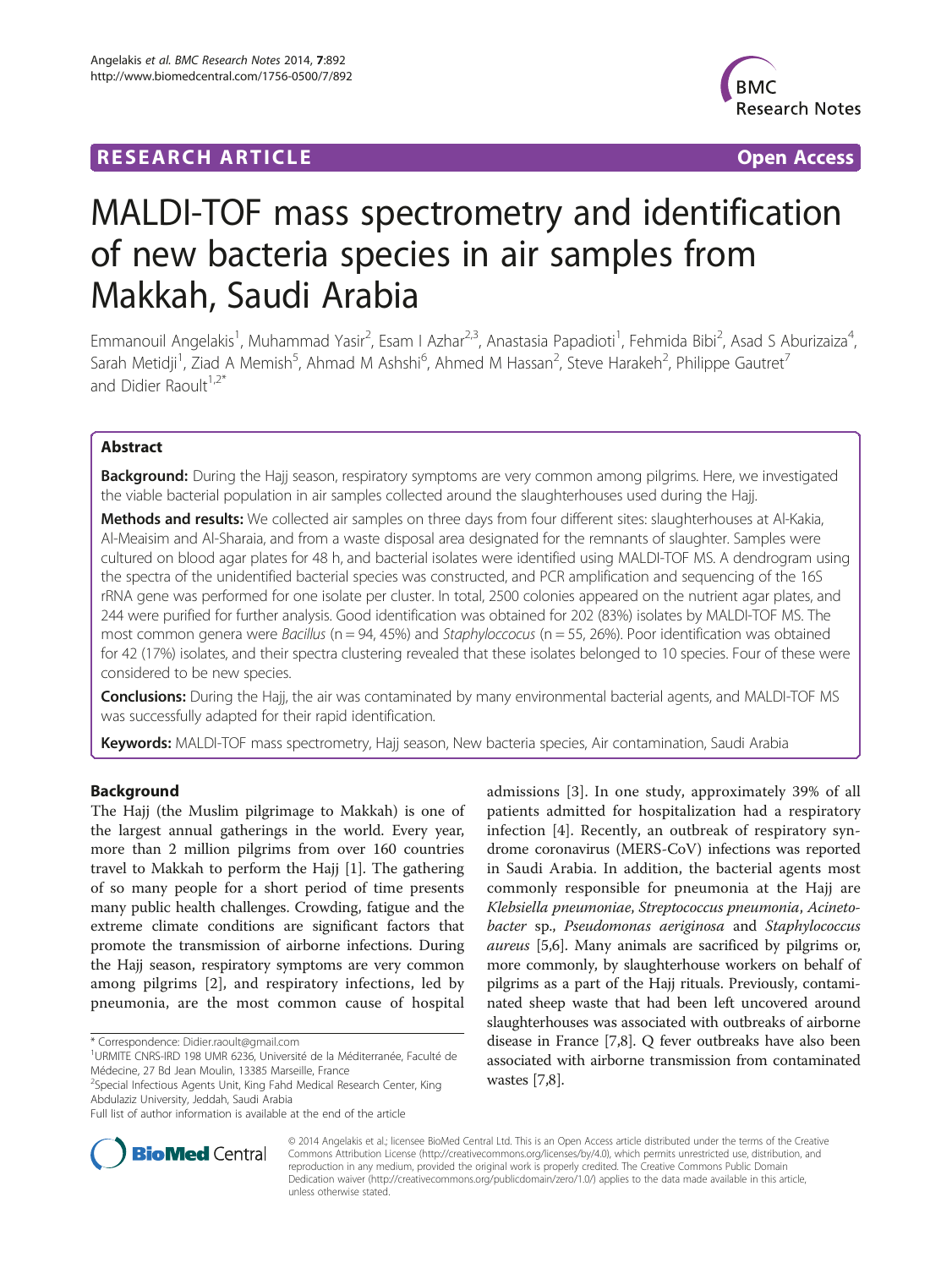RESEARCH ARTICLE Open Access

# MALDI-TOF mass spectrometry and identification of new bacteria species in air samples from Makkah, Saudi Arabia

Emmanouil Angelakis[1], Muhammad Yasir[2], Esam I Azhar[2,3], Anastasia Papadioti[1], Fehmida Bibi[2], Asad S Aburizaiza[4], Sarah Metidji[1], Ziad A Memish[5], Ahmad M Ashshi[6], Ahmed M Hassan[2], Steve Harakeh[2], Philippe Gautret[7] and Didier Raoult[1,2*]

## Abstract

**Background:** During the Hajj season, respiratory symptoms are very common among pilgrims. Here, we investigated the viable bacterial population in air samples collected around the slaughterhouses used during the Hajj.

**Methods and results:** We collected air samples on three days from four different sites: slaughterhouses at Al-Kakia, Al-Meaisim and Al-Sharaia, and from a waste disposal area designated for the remnants of slaughter. Samples were cultured on blood agar plates for 48 h, and bacterial isolates were identified using MALDI-TOF MS. A dendrogram using the spectra of the unidentified bacterial species was constructed, and PCR amplification and sequencing of the 16S rRNA gene was performed for one isolate per cluster. In total, 2500 colonies appeared on the nutrient agar plates, and 244 were purified for further analysis. Good identification was obtained for 202 (83%) isolates by MALDI-TOF MS. The most common genera were *Bacillus* (n = 94, 45%) and *Staphyloccocus* (n = 55, 26%). Poor identification was obtained for 42 (17%) isolates, and their spectra clustering revealed that these isolates belonged to 10 species. Four of these were considered to be new species.

**Conclusions:** During the Hajj, the air was contaminated by many environmental bacterial agents, and MALDI-TOF MS was successfully adapted for their rapid identification.

**Keywords:** MALDI-TOF mass spectrometry, Hajj season, New bacteria species, Air contamination, Saudi Arabia

## Background

The Hajj (the Muslim pilgrimage to Makkah) is one of the largest annual gatherings in the world. Every year, more than 2 million pilgrims from over 160 countries travel to Makkah to perform the Hajj [1]. The gathering of so many people for a short period of time presents many public health challenges. Crowding, fatigue and the extreme climate conditions are significant factors that promote the transmission of airborne infections. During the Hajj season, respiratory symptoms are very common among pilgrims [2], and respiratory infections, led by pneumonia, are the most common cause of hospital admissions [3]. In one study, approximately 39% of all patients admitted for hospitalization had a respiratory infection [4]. Recently, an outbreak of respiratory syndrome coronavirus (MERS-CoV) infections was reported in Saudi Arabia. In addition, the bacterial agents most commonly responsible for pneumonia at the Hajj are *Klebsiella pneumoniae*, *Streptococcus pneumonia*, *Acinetobacter* sp., *Pseudomonas aeriginosa* and *Staphylococcus aureus* [5,6]. Many animals are sacrificed by pilgrims or, more commonly, by slaughterhouse workers on behalf of pilgrims as a part of the Hajj rituals. Previously, contaminated sheep waste that had been left uncovered around slaughterhouses was associated with outbreaks of airborne disease in France [7,8]. Q fever outbreaks have also been associated with airborne transmission from contaminated wastes [7,8].

\* Correspondence: Didier.raoult@gmail.com
[1]URMITE CNRS-IRD 198 UMR 6236, Université de la Méditerranée, Faculté de Médecine, 27 Bd Jean Moulin, 13385 Marseille, France
[2]Special Infectious Agents Unit, King Fahd Medical Research Center, King Abdulaziz University, Jeddah, Saudi Arabia
Full list of author information is available at the end of the article

© 2014 Angelakis et al.; licensee BioMed Central Ltd. This is an Open Access article distributed under the terms of the Creative Commons Attribution License (http://creativecommons.org/licenses/by/4.0), which permits unrestricted use, distribution, and reproduction in any medium, provided the original work is properly credited. The Creative Commons Public Domain Dedication waiver (http://creativecommons.org/publicdomain/zero/1.0/) applies to the data made available in this article, unless otherwise stated.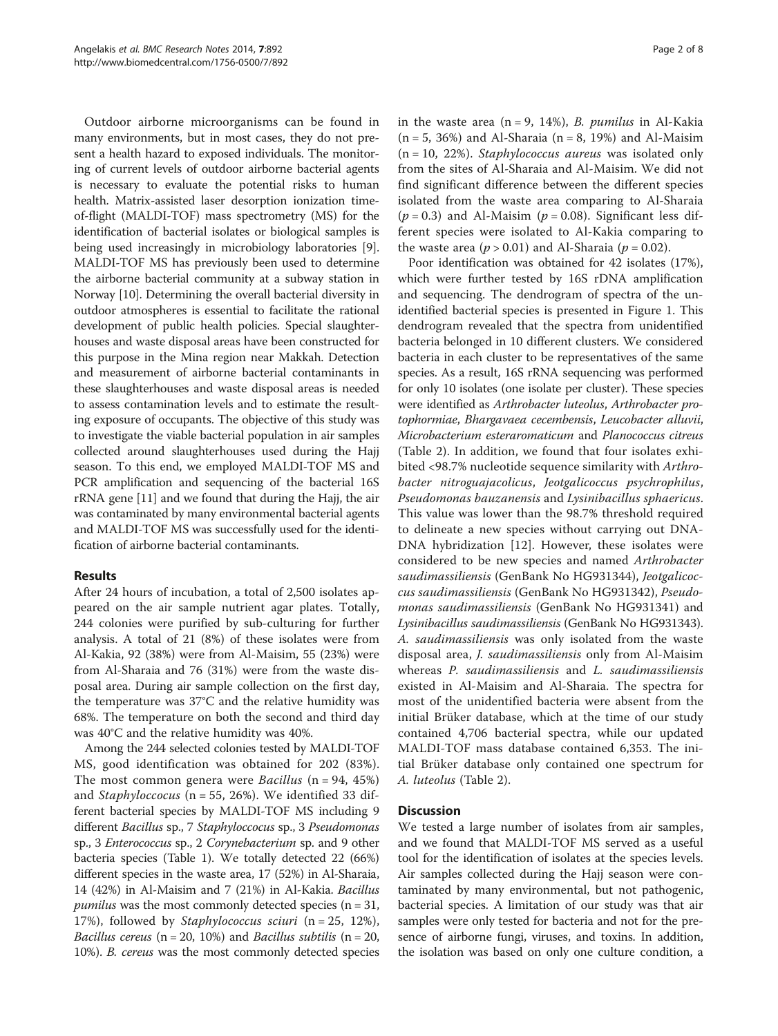Outdoor airborne microorganisms can be found in many environments, but in most cases, they do not present a health hazard to exposed individuals. The monitoring of current levels of outdoor airborne bacterial agents is necessary to evaluate the potential risks to human health. Matrix-assisted laser desorption ionization time-of-flight (MALDI-TOF) mass spectrometry (MS) for the identification of bacterial isolates or biological samples is being used increasingly in microbiology laboratories [9]. MALDI-TOF MS has previously been used to determine the airborne bacterial community at a subway station in Norway [10]. Determining the overall bacterial diversity in outdoor atmospheres is essential to facilitate the rational development of public health policies. Special slaughterhouses and waste disposal areas have been constructed for this purpose in the Mina region near Makkah. Detection and measurement of airborne bacterial contaminants in these slaughterhouses and waste disposal areas is needed to assess contamination levels and to estimate the resulting exposure of occupants. The objective of this study was to investigate the viable bacterial population in air samples collected around slaughterhouses used during the Hajj season. To this end, we employed MALDI-TOF MS and PCR amplification and sequencing of the bacterial 16S rRNA gene [11] and we found that during the Hajj, the air was contaminated by many environmental bacterial agents and MALDI-TOF MS was successfully used for the identification of airborne bacterial contaminants.

## Results

After 24 hours of incubation, a total of 2,500 isolates appeared on the air sample nutrient agar plates. Totally, 244 colonies were purified by sub-culturing for further analysis. A total of 21 (8%) of these isolates were from Al-Kakia, 92 (38%) were from Al-Maisim, 55 (23%) were from Al-Sharaia and 76 (31%) were from the waste disposal area. During air sample collection on the first day, the temperature was 37°C and the relative humidity was 68%. The temperature on both the second and third day was 40°C and the relative humidity was 40%.

Among the 244 selected colonies tested by MALDI-TOF MS, good identification was obtained for 202 (83%). The most common genera were *Bacillus* (n = 94, 45%) and *Staphyloccocus* (n = 55, 26%). We identified 33 different bacterial species by MALDI-TOF MS including 9 different *Bacillus* sp., 7 *Staphyloccocus* sp., 3 *Pseudomonas* sp., 3 *Enterococcus* sp., 2 *Corynebacterium* sp. and 9 other bacteria species (Table 1). We totally detected 22 (66%) different species in the waste area, 17 (52%) in Al-Sharaia, 14 (42%) in Al-Maisim and 7 (21%) in Al-Kakia. *Bacillus pumilus* was the most commonly detected species (n = 31, 17%), followed by *Staphylococcus sciuri* (n = 25, 12%), *Bacillus cereus* (n = 20, 10%) and *Bacillus subtilis* (n = 20, 10%). *B. cereus* was the most commonly detected species in the waste area (n = 9, 14%), *B. pumilus* in Al-Kakia (n = 5, 36%) and Al-Sharaia (n = 8, 19%) and Al-Maisim (n = 10, 22%). *Staphylococcus aureus* was isolated only from the sites of Al-Sharaia and Al-Maisim. We did not find significant difference between the different species isolated from the waste area comparing to Al-Sharaia ($p = 0.3$) and Al-Maisim ($p = 0.08$). Significant less different species were isolated to Al-Kakia comparing to the waste area ($p > 0.01$) and Al-Sharaia ($p = 0.02$).

Poor identification was obtained for 42 isolates (17%), which were further tested by 16S rDNA amplification and sequencing. The dendrogram of spectra of the unidentified bacterial species is presented in Figure 1. This dendrogram revealed that the spectra from unidentified bacteria belonged in 10 different clusters. We considered bacteria in each cluster to be representatives of the same species. As a result, 16S rRNA sequencing was performed for only 10 isolates (one isolate per cluster). These species were identified as *Arthrobacter luteolus*, *Arthrobacter protophormiae*, *Bhargavaea cecembensis*, *Leucobacter alluvii*, *Microbacterium esteraromaticum* and *Planococcus citreus* (Table 2). In addition, we found that four isolates exhibited <98.7% nucleotide sequence similarity with *Arthrobacter nitroguajacolicus*, *Jeotgalicoccus psychrophilus*, *Pseudomonas bauzanensis* and *Lysinibacillus sphaericus*. This value was lower than the 98.7% threshold required to delineate a new species without carrying out DNA-DNA hybridization [12]. However, these isolates were considered to be new species and named *Arthrobacter saudimassiliensis* (GenBank No HG931344), *Jeotgalicoccus saudimassiliensis* (GenBank No HG931342), *Pseudomonas saudimassiliensis* (GenBank No HG931341) and *Lysinibacillus saudimassiliensis* (GenBank No HG931343). *A. saudimassiliensis* was only isolated from the waste disposal area, *J. saudimassiliensis* only from Al-Maisim whereas *P. saudimassiliensis* and *L. saudimassiliensis* existed in Al-Maisim and Al-Sharaia. The spectra for most of the unidentified bacteria were absent from the initial Brüker database, which at the time of our study contained 4,706 bacterial spectra, while our updated MALDI-TOF mass database contained 6,353. The initial Brüker database only contained one spectrum for *A. luteolus* (Table 2).

## Discussion

We tested a large number of isolates from air samples, and we found that MALDI-TOF MS served as a useful tool for the identification of isolates at the species levels. Air samples collected during the Hajj season were contaminated by many environmental, but not pathogenic, bacterial species. A limitation of our study was that air samples were only tested for bacteria and not for the presence of airborne fungi, viruses, and toxins. In addition, the isolation was based on only one culture condition, a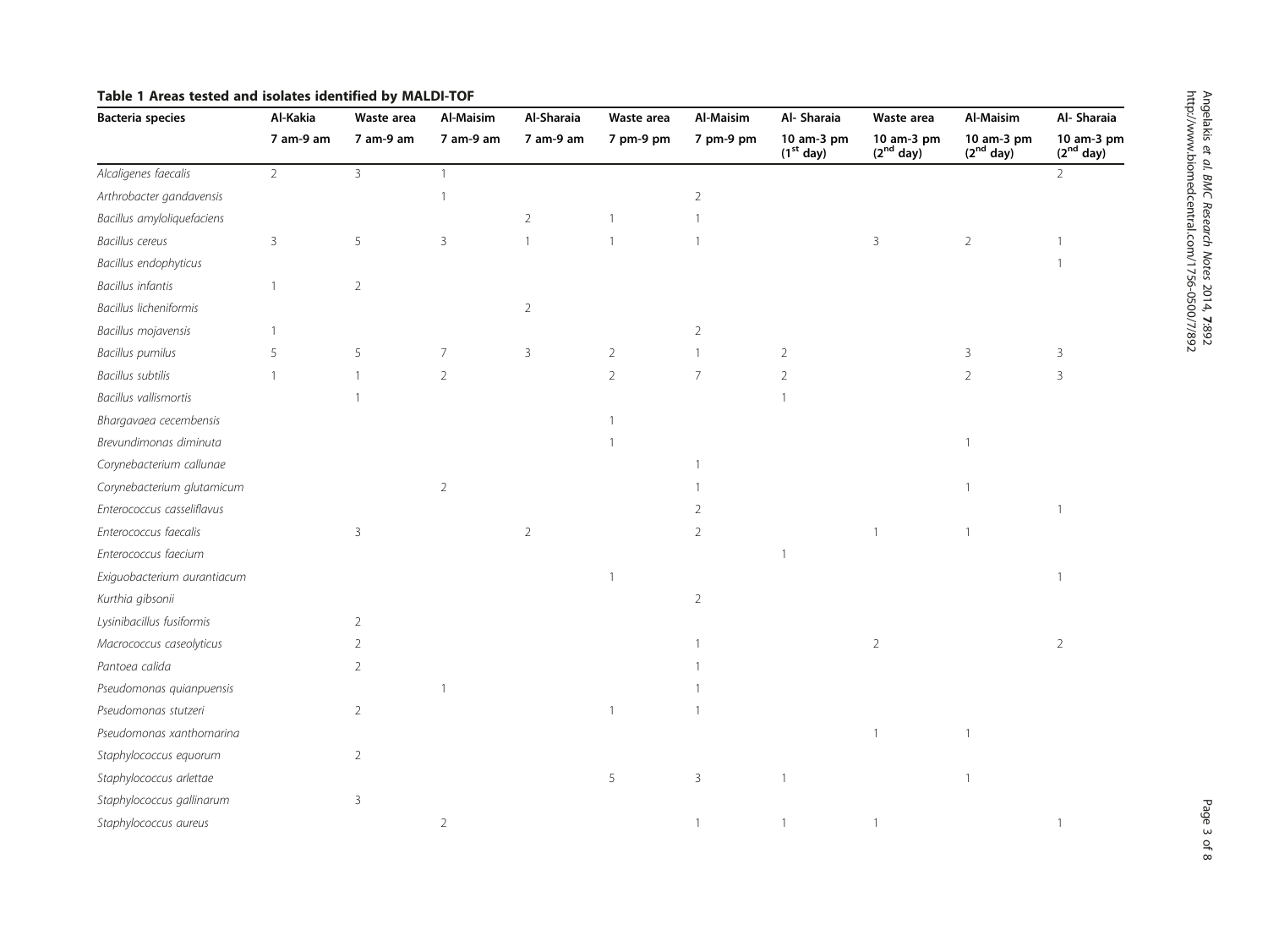**Table 1 Areas tested and isolates identified by MALDI-TOF**

| Bacteria species | Al-Kakia | Waste area | Al-Maisim | Al-Sharaia | Waste area | Al-Maisim | Al- Sharaia | Waste area | Al-Maisim | Al- Sharaia |
|---|---|---|---|---|---|---|---|---|---|---|
| | 7 am-9 am | 7 am-9 am | 7 am-9 am | 7 am-9 am | 7 pm-9 pm | 7 pm-9 pm | 10 am-3 pm (1st day) | 10 am-3 pm (2nd day) | 10 am-3 pm (2nd day) | 10 am-3 pm (2nd day) |
| *Alcaligenes faecalis* | 2 | 3 | 1 | | | | | | | 2 |
| *Arthrobacter gandavensis* | | | 1 | | | 2 | | | | |
| *Bacillus amyloliquefaciens* | | | | 2 | 1 | 1 | | | | |
| *Bacillus cereus* | 3 | 5 | 3 | 1 | 1 | 1 | | 3 | 2 | 1 |
| *Bacillus endophyticus* | | | | | | | | | | 1 |
| *Bacillus infantis* | 1 | 2 | | | | | | | | |
| *Bacillus licheniformis* | | | | 2 | | | | | | |
| *Bacillus mojavensis* | 1 | | | | | 2 | | | | |
| *Bacillus pumilus* | 5 | 5 | 7 | 3 | 2 | 1 | 2 | | 3 | 3 |
| *Bacillus subtilis* | 1 | 1 | 2 | | 2 | 7 | 2 | | 2 | 3 |
| *Bacillus vallismortis* | | 1 | | | | | 1 | | | |
| *Bhargavaea cecembensis* | | | | | 1 | | | | | |
| *Brevundimonas diminuta* | | | | | 1 | | | | 1 | |
| *Corynebacterium callunae* | | | | | | 1 | | | | |
| *Corynebacterium glutamicum* | | | 2 | | | 1 | | | 1 | |
| *Enterococcus casseliflavus* | | | | | | 2 | | | | 1 |
| *Enterococcus faecalis* | | 3 | | 2 | | 2 | | 1 | 1 | |
| *Enterococcus faecium* | | | | | | | 1 | | | |
| *Exiguobacterium aurantiacum* | | | | | 1 | | | | | 1 |
| *Kurthia gibsonii* | | | | | | 2 | | | | |
| *Lysinibacillus fusiformis* | | 2 | | | | | | | | |
| *Macrococcus caseolyticus* | | 2 | | | | 1 | | 2 | | 2 |
| *Pantoea calida* | | 2 | | | | 1 | | | | |
| *Pseudomonas quianpuensis* | | | 1 | | | 1 | | | | |
| *Pseudomonas stutzeri* | | 2 | | | 1 | 1 | | | | |
| *Pseudomonas xanthomarina* | | | | | | | | 1 | 1 | |
| *Staphylococcus equorum* | | 2 | | | | | | | | |
| *Staphylococcus arlettae* | | | | | 5 | 3 | 1 | | 1 | |
| *Staphylococcus gallinarum* | | 3 | | | | | | | | |
| *Staphylococcus aureus* | | | 2 | | | 1 | 1 | 1 | | 1 |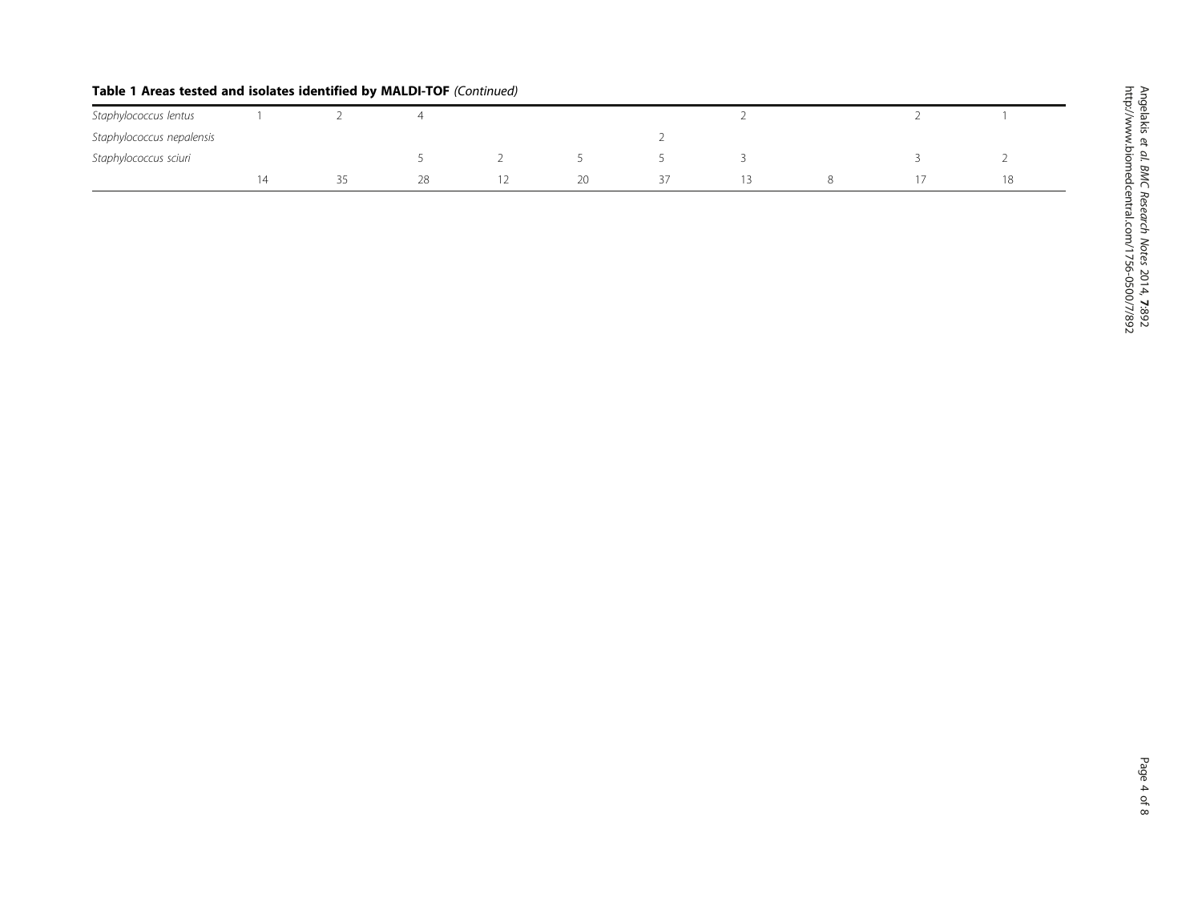**Table 1 Areas tested and isolates identified by MALDI-TOF** *(Continued)*

| | | | | | | | | | | |
|---|---|---|---|---|---|---|---|---|---|---|
| *Staphylococcus lentus* | 1 | 2 | 4 | | | | 2 | | 2 | 1 |
| *Staphylococcus nepalensis* | | | | | | 2 | | | | |
| *Staphylococcus sciuri* | | | 5 | 2 | 5 | 5 | 3 | | 3 | 2 |
| | 14 | 35 | 28 | 12 | 20 | 37 | 13 | 8 | 17 | 18 |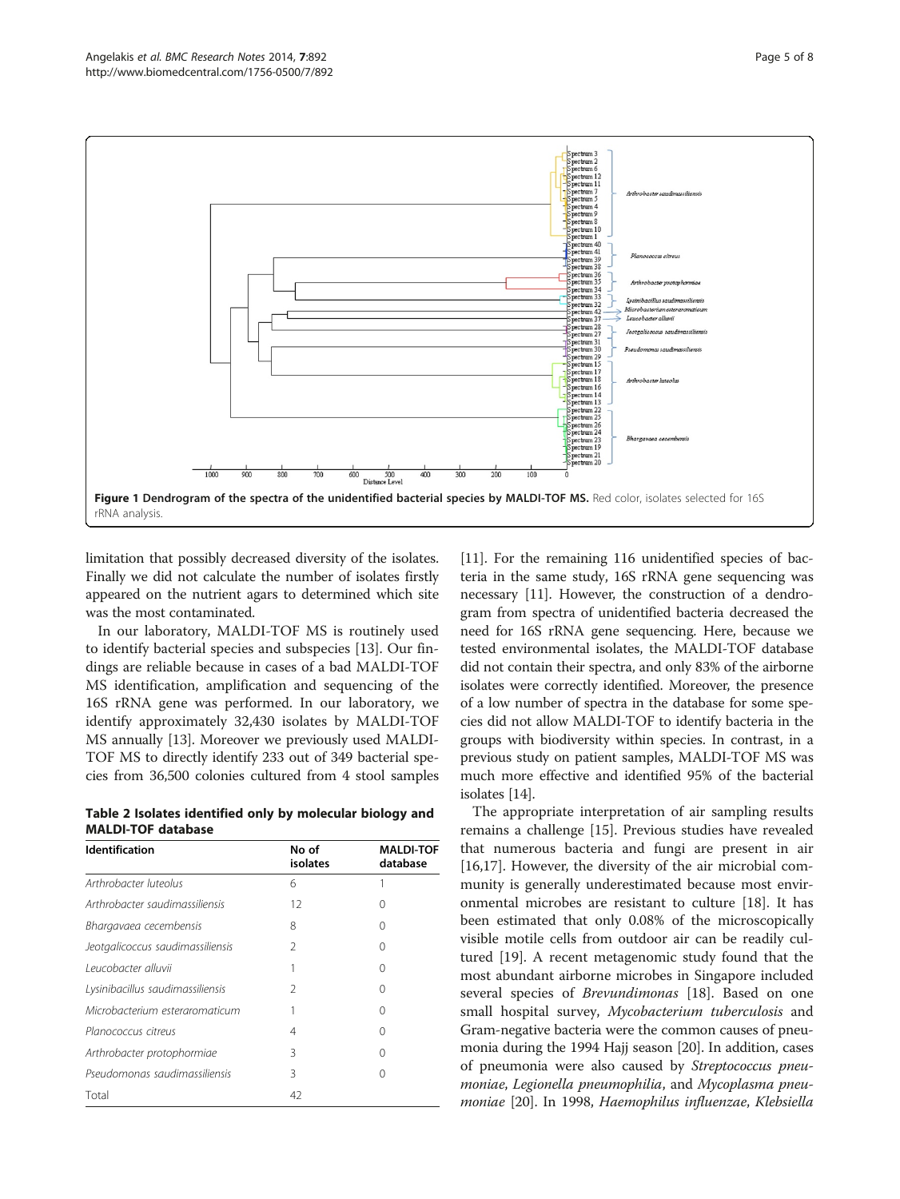Figure 1 Dendrogram of the spectra of the unidentified bacterial species by MALDI-TOF MS. Red color, isolates selected for 16S rRNA analysis.

limitation that possibly decreased diversity of the isolates. Finally we did not calculate the number of isolates firstly appeared on the nutrient agars to determined which site was the most contaminated.

In our laboratory, MALDI-TOF MS is routinely used to identify bacterial species and subspecies [13]. Our findings are reliable because in cases of a bad MALDI-TOF MS identification, amplification and sequencing of the 16S rRNA gene was performed. In our laboratory, we identify approximately 32,430 isolates by MALDI-TOF MS annually [13]. Moreover we previously used MALDI-TOF MS to directly identify 233 out of 349 bacterial species from 36,500 colonies cultured from 4 stool samples

**Table 2 Isolates identified only by molecular biology and MALDI-TOF database**

| Identification | No of isolates | MALDI-TOF database |
|---|---|---|
| *Arthrobacter luteolus* | 6 | 1 |
| *Arthrobacter saudimassiliensis* | 12 | 0 |
| *Bhargavaea cecembensis* | 8 | 0 |
| *Jeotgalicoccus saudimassiliensis* | 2 | 0 |
| *Leucobacter alluvii* | 1 | 0 |
| *Lysinibacillus saudimassiliensis* | 2 | 0 |
| *Microbacterium esteraromaticum* | 1 | 0 |
| *Planococcus citreus* | 4 | 0 |
| *Arthrobacter protophormiae* | 3 | 0 |
| *Pseudomonas saudimassiliensis* | 3 | 0 |
| Total | 42 | |

[11]. For the remaining 116 unidentified species of bacteria in the same study, 16S rRNA gene sequencing was necessary [11]. However, the construction of a dendrogram from spectra of unidentified bacteria decreased the need for 16S rRNA gene sequencing. Here, because we tested environmental isolates, the MALDI-TOF database did not contain their spectra, and only 83% of the airborne isolates were correctly identified. Moreover, the presence of a low number of spectra in the database for some species did not allow MALDI-TOF to identify bacteria in the groups with biodiversity within species. In contrast, in a previous study on patient samples, MALDI-TOF MS was much more effective and identified 95% of the bacterial isolates [14].

The appropriate interpretation of air sampling results remains a challenge [15]. Previous studies have revealed that numerous bacteria and fungi are present in air [16,17]. However, the diversity of the air microbial community is generally underestimated because most environmental microbes are resistant to culture [18]. It has been estimated that only 0.08% of the microscopically visible motile cells from outdoor air can be readily cultured [19]. A recent metagenomic study found that the most abundant airborne microbes in Singapore included several species of *Brevundimonas* [18]. Based on one small hospital survey, *Mycobacterium tuberculosis* and Gram-negative bacteria were the common causes of pneumonia during the 1994 Hajj season [20]. In addition, cases of pneumonia were also caused by *Streptococcus pneumoniae*, *Legionella pneumophilia*, and *Mycoplasma pneumoniae* [20]. In 1998, *Haemophilus influenzae*, *Klebsiella*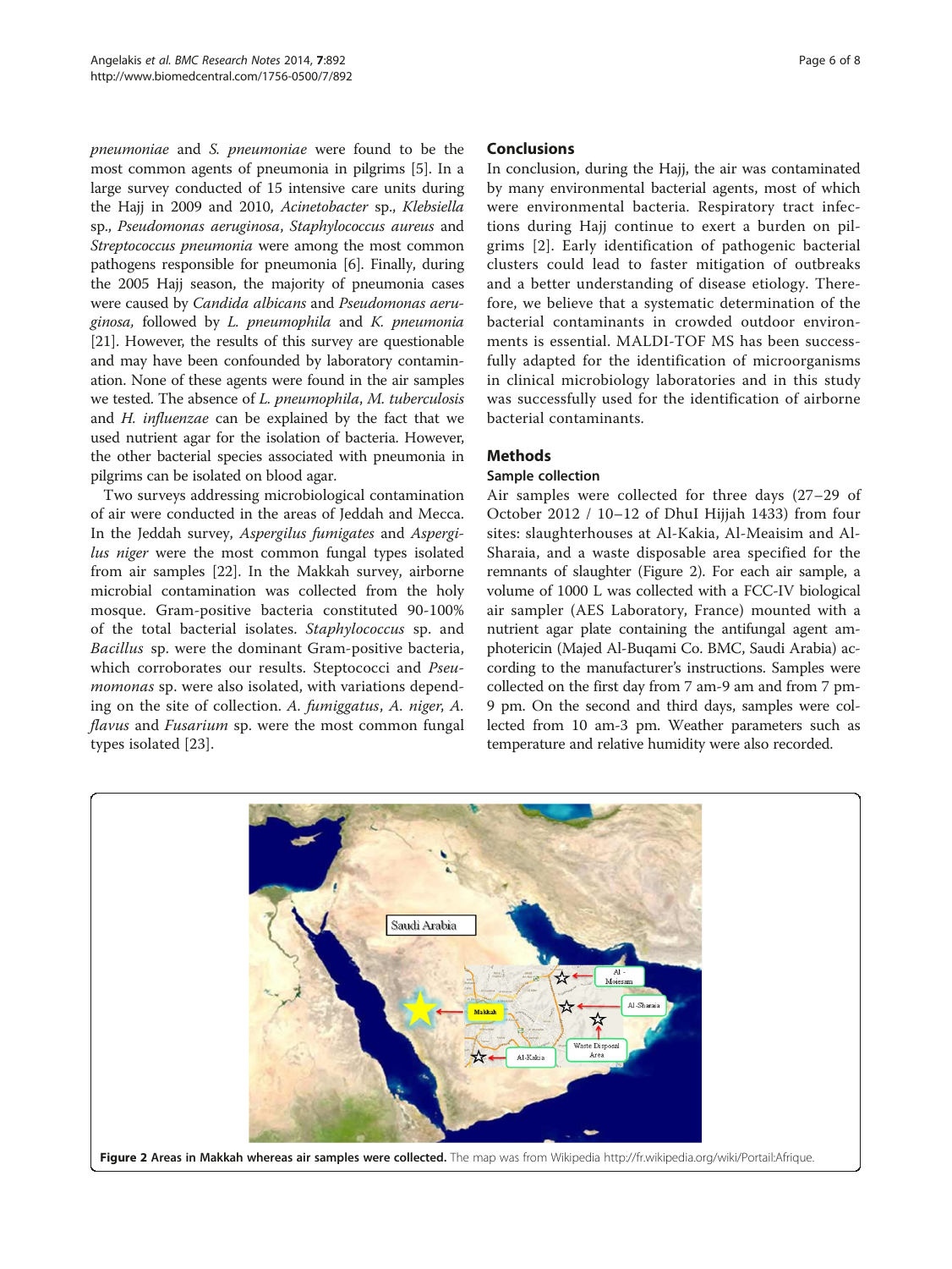*pneumoniae* and *S. pneumoniae* were found to be the most common agents of pneumonia in pilgrims [5]. In a large survey conducted of 15 intensive care units during the Hajj in 2009 and 2010, *Acinetobacter* sp., *Klebsiella* sp., *Pseudomonas aeruginosa*, *Staphylococcus aureus* and *Streptococcus pneumonia* were among the most common pathogens responsible for pneumonia [6]. Finally, during the 2005 Hajj season, the majority of pneumonia cases were caused by *Candida albicans* and *Pseudomonas aeruginosa,* followed by *L. pneumophila* and *K. pneumonia* [21]. However, the results of this survey are questionable and may have been confounded by laboratory contamination. None of these agents were found in the air samples we tested. The absence of *L. pneumophila*, *M. tuberculosis* and *H. influenzae* can be explained by the fact that we used nutrient agar for the isolation of bacteria. However, the other bacterial species associated with pneumonia in pilgrims can be isolated on blood agar.

Two surveys addressing microbiological contamination of air were conducted in the areas of Jeddah and Mecca. In the Jeddah survey, *Aspergilus fumigates* and *Aspergilus niger* were the most common fungal types isolated from air samples [22]. In the Makkah survey, airborne microbial contamination was collected from the holy mosque. Gram-positive bacteria constituted 90-100% of the total bacterial isolates. *Staphylococcus* sp. and *Bacillus* sp. were the dominant Gram-positive bacteria, which corroborates our results. Steptococci and *Pseumomonas* sp. were also isolated, with variations depending on the site of collection. *A. fumiggatus*, *A. niger*, *A. flavus* and *Fusarium* sp. were the most common fungal types isolated [23].

## Conclusions

In conclusion, during the Hajj, the air was contaminated by many environmental bacterial agents, most of which were environmental bacteria. Respiratory tract infections during Hajj continue to exert a burden on pilgrims [2]. Early identification of pathogenic bacterial clusters could lead to faster mitigation of outbreaks and a better understanding of disease etiology. Therefore, we believe that a systematic determination of the bacterial contaminants in crowded outdoor environments is essential. MALDI-TOF MS has been successfully adapted for the identification of microorganisms in clinical microbiology laboratories and in this study was successfully used for the identification of airborne bacterial contaminants.

## Methods

### Sample collection

Air samples were collected for three days (27–29 of October 2012 / 10–12 of DhuI Hijjah 1433) from four sites: slaughterhouses at Al-Kakia, Al-Meaisim and Al-Sharaia, and a waste disposable area specified for the remnants of slaughter (Figure 2). For each air sample, a volume of 1000 L was collected with a FCC-IV biological air sampler (AES Laboratory, France) mounted with a nutrient agar plate containing the antifungal agent amphotericin (Majed Al-Buqami Co. BMC, Saudi Arabia) according to the manufacturer's instructions. Samples were collected on the first day from 7 am-9 am and from 7 pm-9 pm. On the second and third days, samples were collected from 10 am-3 pm. Weather parameters such as temperature and relative humidity were also recorded.

**Figure 2 Areas in Makkah whereas air samples were collected.** The map was from Wikipedia http://fr.wikipedia.org/wiki/Portail:Afrique.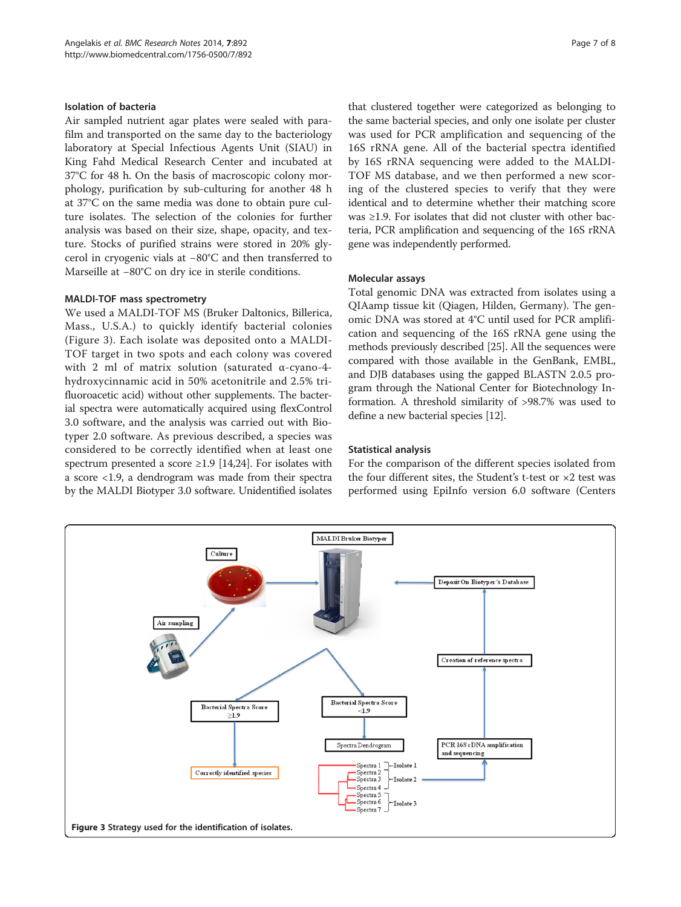### Isolation of bacteria

Air sampled nutrient agar plates were sealed with parafilm and transported on the same day to the bacteriology laboratory at Special Infectious Agents Unit (SIAU) in King Fahd Medical Research Center and incubated at 37°C for 48 h. On the basis of macroscopic colony morphology, purification by sub-culturing for another 48 h at 37°C on the same media was done to obtain pure culture isolates. The selection of the colonies for further analysis was based on their size, shape, opacity, and texture. Stocks of purified strains were stored in 20% glycerol in cryogenic vials at −80°C and then transferred to Marseille at −80°C on dry ice in sterile conditions.

### MALDI-TOF mass spectrometry

We used a MALDI-TOF MS (Bruker Daltonics, Billerica, Mass., U.S.A.) to quickly identify bacterial colonies (Figure 3). Each isolate was deposited onto a MALDI-TOF target in two spots and each colony was covered with 2 ml of matrix solution (saturated α-cyano-4-hydroxycinnamic acid in 50% acetonitrile and 2.5% trifluoroacetic acid) without other supplements. The bacterial spectra were automatically acquired using flexControl 3.0 software, and the analysis was carried out with Biotyper 2.0 software. As previous described, a species was considered to be correctly identified when at least one spectrum presented a score ≥1.9 [14,24]. For isolates with a score <1.9, a dendrogram was made from their spectra by the MALDI Biotyper 3.0 software. Unidentified isolates that clustered together were categorized as belonging to the same bacterial species, and only one isolate per cluster was used for PCR amplification and sequencing of the 16S rRNA gene. All of the bacterial spectra identified by 16S rRNA sequencing were added to the MALDI-TOF MS database, and we then performed a new scoring of the clustered species to verify that they were identical and to determine whether their matching score was ≥1.9. For isolates that did not cluster with other bacteria, PCR amplification and sequencing of the 16S rRNA gene was independently performed.

### Molecular assays

Total genomic DNA was extracted from isolates using a QIAamp tissue kit (Qiagen, Hilden, Germany). The genomic DNA was stored at 4°C until used for PCR amplification and sequencing of the 16S rRNA gene using the methods previously described [25]. All the sequences were compared with those available in the GenBank, EMBL, and DJB databases using the gapped BLASTN 2.0.5 program through the National Center for Biotechnology Information. A threshold similarity of >98.7% was used to define a new bacterial species [12].

### Statistical analysis

For the comparison of the different species isolated from the four different sites, the Student's t-test or $\times 2$ test was performed using EpiInfo version 6.0 software (Centers

**Figure 3** Strategy used for the identification of isolates.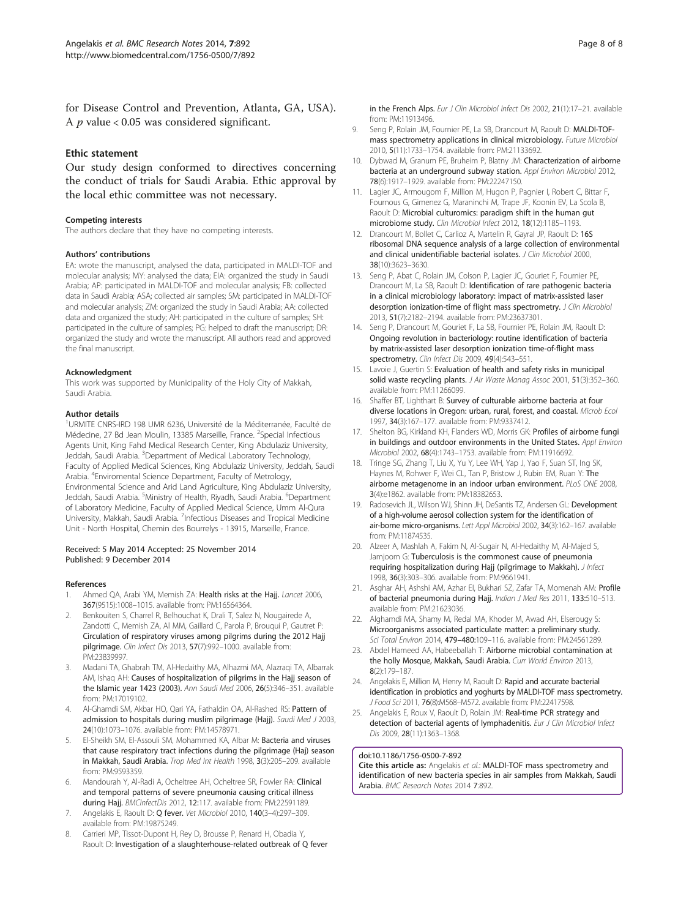for Disease Control and Prevention, Atlanta, GA, USA). A $p$ value < 0.05 was considered significant.

### Ethic statement

Our study design conformed to directives concerning the conduct of trials for Saudi Arabia. Ethic approval by the local ethic committee was not necessary.

#### Competing interests

The authors declare that they have no competing interests.

#### Authors' contributions

EA: wrote the manuscript, analysed the data, participated in MALDI-TOF and molecular analysis; MY: analysed the data; EIA: organized the study in Saudi Arabia; AP: participated in MALDI-TOF and molecular analysis; FB: collected data in Saudi Arabia; ASA; collected air samples; SM: participated in MALDI-TOF and molecular analysis; ZM: organized the study in Saudi Arabia; AA: collected data and organized the study; AH: participated in the culture of samples; SH: participated in the culture of samples; PG: helped to draft the manuscript; DR: organized the study and wrote the manuscript. All authors read and approved the final manuscript.

#### Acknowledgment

This work was supported by Municipality of the Holy City of Makkah, Saudi Arabia.

#### Author details

[1]URMITE CNRS-IRD 198 UMR 6236, Université de la Méditerranée, Faculté de Médecine, 27 Bd Jean Moulin, 13385 Marseille, France. [2]Special Infectious Agents Unit, King Fahd Medical Research Center, King Abdulaziz University, Jeddah, Saudi Arabia. [3]Department of Medical Laboratory Technology, Faculty of Applied Medical Sciences, King Abdulaziz University, Jeddah, Saudi Arabia. [4]Enviromental Science Department, Faculty of Metrology, Environmental Science and Arid Land Agriculture, King Abdulaziz University, Jeddah, Saudi Arabia. [5]Ministry of Health, Riyadh, Saudi Arabia. [6]Department of Laboratory Medicine, Faculty of Applied Medical Science, Umm Al-Qura University, Makkah, Saudi Arabia. [7]Infectious Diseases and Tropical Medicine Unit - North Hospital, Chemin des Bourrelys - 13915, Marseille, France.

Received: 5 May 2014 Accepted: 25 November 2014
Published: 9 December 2014

#### References

1. Ahmed QA, Arabi YM, Memish ZA: **Health risks at the Hajj.** *Lancet* 2006, **367**(9515):1008–1015. available from: PM:16564364.
2. Benkouiten S, Charrel R, Belhouchat K, Drali T, Salez N, Nougairede A, Zandotti C, Memish ZA, Al MM, Gaillard C, Parola P, Brouqui P, Gautret P: **Circulation of respiratory viruses among pilgrims during the 2012 Hajj pilgrimage.** *Clin Infect Dis* 2013, **57**(7):992–1000. available from: PM:23839997.
3. Madani TA, Ghabrah TM, Al-Hedaithy MA, Alhazmi MA, Alazraqi TA, Albarrak AM, Ishaq AH: **Causes of hospitalization of pilgrims in the Hajj season of the Islamic year 1423 (2003).** *Ann Saudi Med* 2006, **26**(5):346–351. available from: PM:17019102.
4. Al-Ghamdi SM, Akbar HO, Qari YA, Fathaldin OA, Al-Rashed RS: **Pattern of admission to hospitals during muslim pilgrimage (Hajj).** *Saudi Med J* 2003, **24**(10):1073–1076. available from: PM:14578971.
5. El-Sheikh SM, El-Assouli SM, Mohammed KA, Albar M: **Bacteria and viruses that cause respiratory tract infections during the pilgrimage (Haj) season in Makkah, Saudi Arabia.** *Trop Med Int Health* 1998, **3**(3):205–209. available from: PM:9593359.
6. Mandourah Y, Al-Radi A, Ocheltree AH, Ocheltree SR, Fowler RA: **Clinical and temporal patterns of severe pneumonia causing critical illness during Hajj.** *BMCInfectDis* 2012, **12**:117. available from: PM:22591189.
7. Angelakis E, Raoult D: **Q fever.** *Vet Microbiol* 2010, **140**(3–4):297–309. available from: PM:19875249.
8. Carrieri MP, Tissot-Dupont H, Rey D, Brousse P, Renard H, Obadia Y, Raoult D: **Investigation of a slaughterhouse-related outbreak of Q fever in the French Alps.** *Eur J Clin Microbiol Infect Dis* 2002, **21**(1):17–21. available from: PM:11913496.
9. Seng P, Rolain JM, Fournier PE, La SB, Drancourt M, Raoult D: **MALDI-TOF-mass spectrometry applications in clinical microbiology.** *Future Microbiol* 2010, **5**(11):1733–1754. available from: PM:21133692.
10. Dybwad M, Granum PE, Bruheim P, Blatny JM: **Characterization of airborne bacteria at an underground subway station.** *Appl Environ Microbiol* 2012, **78**(6):1917–1929. available from: PM:22247150.
11. Lagier JC, Armougom F, Million M, Hugon P, Pagnier I, Robert C, Bittar F, Fournous G, Gimenez G, Maraninchi M, Trape JF, Koonin EV, La Scola B, Raoult D: **Microbial culturomics: paradigm shift in the human gut microbiome study.** *Clin Microbiol Infect* 2012, **18**(12):1185–1193.
12. Drancourt M, Bollet C, Carlioz A, Martelin R, Gayral JP, Raoult D: **16S ribosomal DNA sequence analysis of a large collection of environmental and clinical unidentifiable bacterial isolates.** *J Clin Microbiol* 2000, **38**(10):3623–3630.
13. Seng P, Abat C, Rolain JM, Colson P, Lagier JC, Gouriet F, Fournier PE, Drancourt M, La SB, Raoult D: **Identification of rare pathogenic bacteria in a clinical microbiology laboratory: impact of matrix-assisted laser desorption ionization-time of flight mass spectrometry.** *J Clin Microbiol* 2013, **51**(7):2182–2194. available from: PM:23637301.
14. Seng P, Drancourt M, Gouriet F, La SB, Fournier PE, Rolain JM, Raoult D: **Ongoing revolution in bacteriology: routine identification of bacteria by matrix-assisted laser desorption ionization time-of-flight mass spectrometry.** *Clin Infect Dis* 2009, **49**(4):543–551.
15. Lavoie J, Guertin S: **Evaluation of health and safety risks in municipal solid waste recycling plants.** *J Air Waste Manag Assoc* 2001, **51**(3):352–360. available from: PM:11266099.
16. Shaffer BT, Lighthart B: **Survey of culturable airborne bacteria at four diverse locations in Oregon: urban, rural, forest, and coastal.** *Microb Ecol* 1997, **34**(3):167–177. available from: PM:9337412.
17. Shelton BG, Kirkland KH, Flanders WD, Morris GK: **Profiles of airborne fungi in buildings and outdoor environments in the United States.** *Appl Environ Microbiol* 2002, **68**(4):1743–1753. available from: PM:11916692.
18. Tringe SG, Zhang T, Liu X, Yu Y, Lee WH, Yap J, Yao F, Suan ST, Ing SK, Haynes M, Rohwer F, Wei CL, Tan P, Bristow J, Rubin EM, Ruan Y: **The airborne metagenome in an indoor urban environment.** *PLoS ONE* 2008, **3**(4):e1862. available from: PM:18382653.
19. Radosevich JL, Wilson WJ, Shinn JH, DeSantis TZ, Andersen GL: **Development of a high-volume aerosol collection system for the identification of air-borne micro-organisms.** *Lett Appl Microbiol* 2002, **34**(3):162–167. available from: PM:11874535.
20. Alzeer A, Mashlah A, Fakim N, Al-Sugair N, Al-Hedaithy M, Al-Majed S, Jamjoom G: **Tuberculosis is the commonest cause of pneumonia requiring hospitalization during Hajj (pilgrimage to Makkah).** *J Infect* 1998, **36**(3):303–306. available from: PM:9661941.
21. Asghar AH, Ashshi AM, Azhar EI, Bukhari SZ, Zafar TA, Momenah AM: **Profile of bacterial pneumonia during Hajj.** *Indian J Med Res* 2011, **133**:510–513. available from: PM:21623036.
22. Alghamdi MA, Shamy M, Redal MA, Khoder M, Awad AH, Elserougy S: **Microorganisms associated particulate matter: a preliminary study.** *Sci Total Environ* 2014, **479–480**:109–116. available from: PM:24561289.
23. Abdel Hameed AA, Habeeballah T: **Airborne microbial contamination at the holly Mosque, Makkah, Saudi Arabia.** *Curr World Environ* 2013, **8**(2):179–187.
24. Angelakis E, Million M, Henry M, Raoult D: **Rapid and accurate bacterial identification in probiotics and yoghurts by MALDI-TOF mass spectrometry.** *J Food Sci* 2011, **76**(8):M568–M572. available from: PM:22417598.
25. Angelakis E, Roux V, Raoult D, Rolain JM: **Real-time PCR strategy and detection of bacterial agents of lymphadenitis.** *Eur J Clin Microbiol Infect Dis* 2009, **28**(11):1363–1368.

doi:10.1186/1756-0500-7-892

**Cite this article as:** Angelakis *et al.*: MALDI-TOF mass spectrometry and identification of new bacteria species in air samples from Makkah, Saudi Arabia. *BMC Research Notes* 2014 **7**:892.